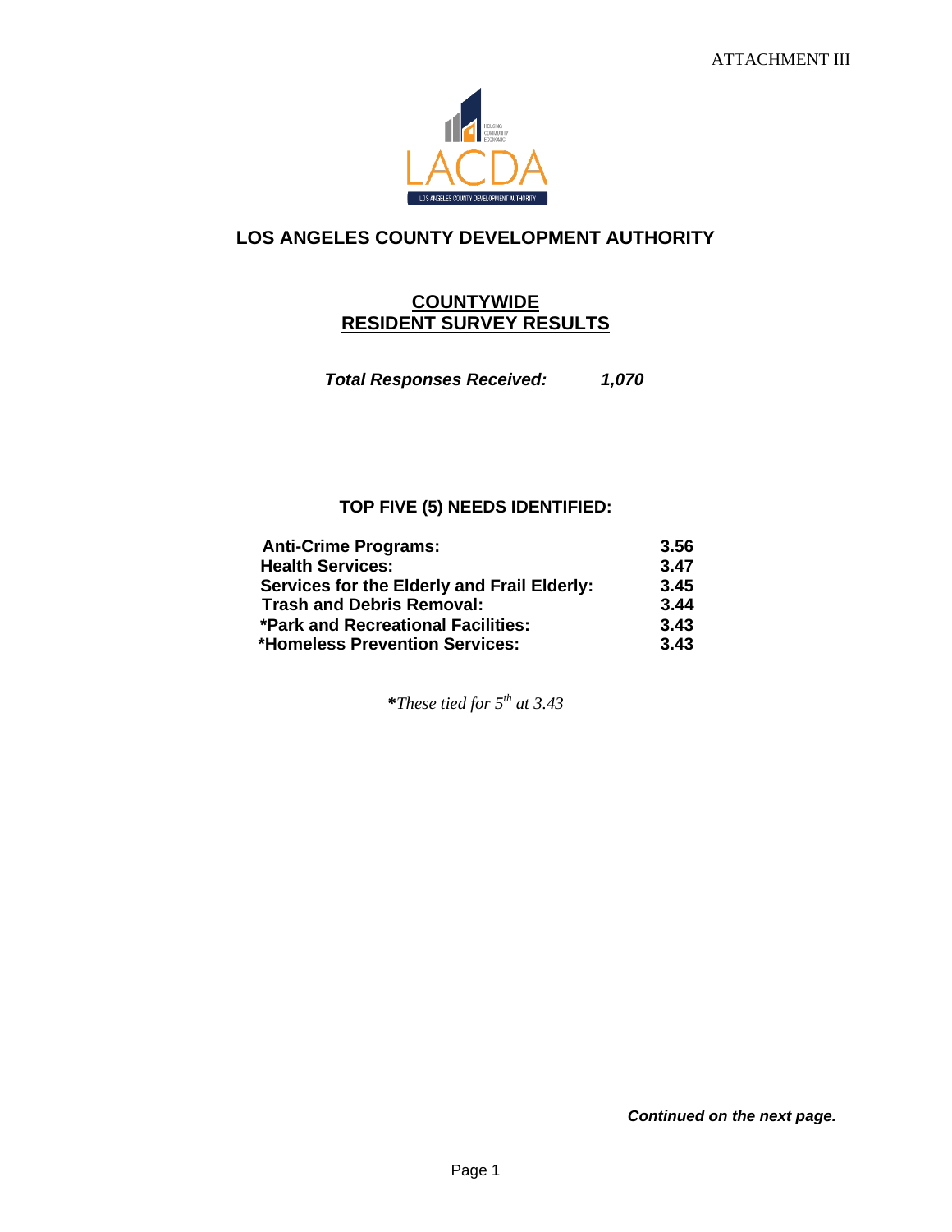ATTACHMENT III

# LOS ANGELES COUNTY DEVELOPMENT AUTHORITY

## COUNTYWIDE RESIDENT SURVEY RESULTS

***Total Responses Received: 1,070***

### TOP FIVE (5) NEEDS IDENTIFIED:

| Need | Score |
|---|---|
| **Anti-Crime Programs:** | **3.56** |
| **Health Services:** | **3.47** |
| **Services for the Elderly and Frail Elderly:** | **3.45** |
| **Trash and Debris Removal:** | **3.44** |
| **\*Park and Recreational Facilities:** | **3.43** |
| **\*Homeless Prevention Services:** | **3.43** |

***These tied for 5th at 3.43***

***Continued on the next page.***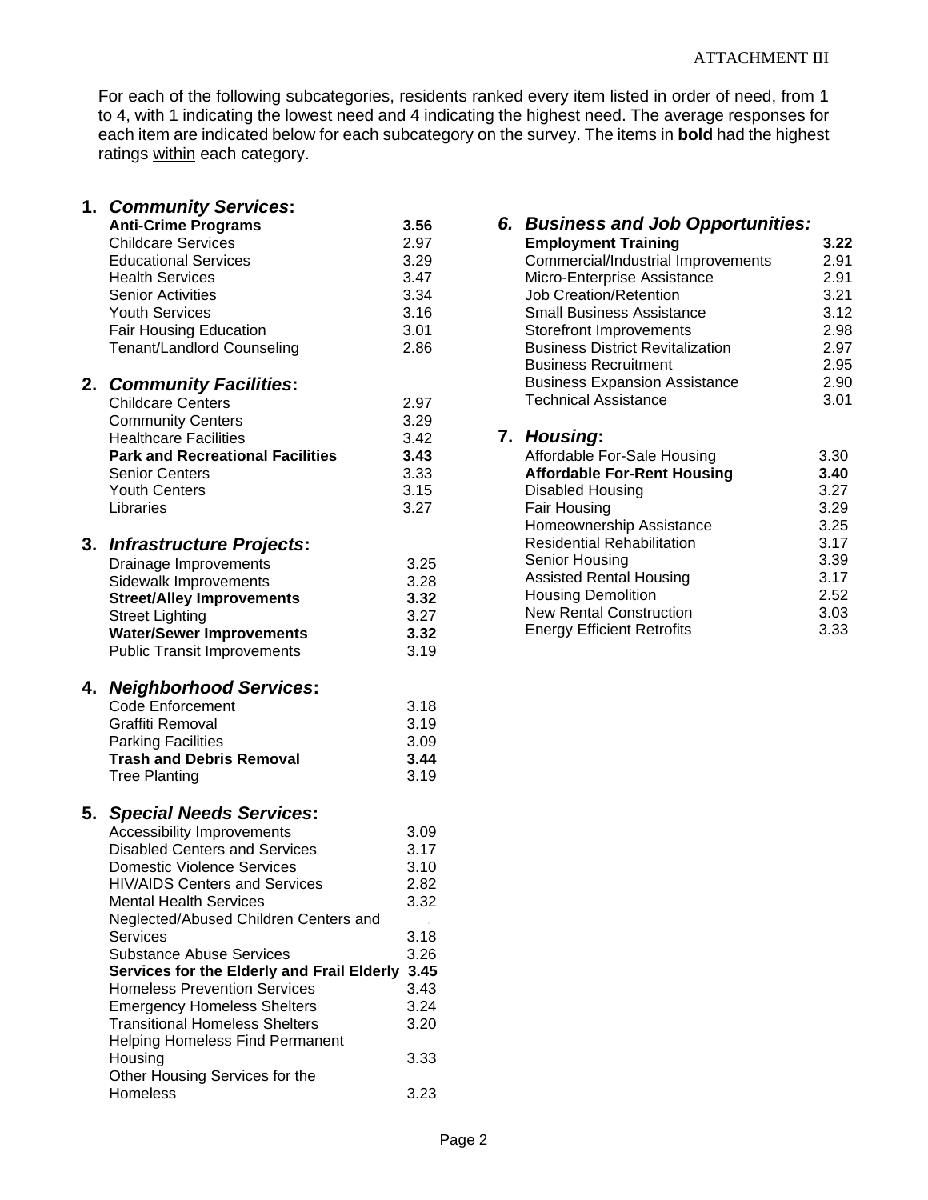For each of the following subcategories, residents ranked every item listed in order of need, from 1 to 4, with 1 indicating the lowest need and 4 indicating the highest need. The average responses for each item are indicated below for each subcategory on the survey. The items in **bold** had the highest ratings within each category.

## 1. *Community Services*:

| | |
|---|---|
| **Anti-Crime Programs** | **3.56** |
| Childcare Services | 2.97 |
| Educational Services | 3.29 |
| Health Services | 3.47 |
| Senior Activities | 3.34 |
| Youth Services | 3.16 |
| Fair Housing Education | 3.01 |
| Tenant/Landlord Counseling | 2.86 |

## 2. *Community Facilities*:

| | |
|---|---|
| Childcare Centers | 2.97 |
| Community Centers | 3.29 |
| Healthcare Facilities | 3.42 |
| **Park and Recreational Facilities** | **3.43** |
| Senior Centers | 3.33 |
| Youth Centers | 3.15 |
| Libraries | 3.27 |

## 3. *Infrastructure Projects*:

| | |
|---|---|
| Drainage Improvements | 3.25 |
| Sidewalk Improvements | 3.28 |
| **Street/Alley Improvements** | **3.32** |
| Street Lighting | 3.27 |
| **Water/Sewer Improvements** | **3.32** |
| Public Transit Improvements | 3.19 |

## 4. *Neighborhood Services*:

| | |
|---|---|
| Code Enforcement | 3.18 |
| Graffiti Removal | 3.19 |
| Parking Facilities | 3.09 |
| **Trash and Debris Removal** | **3.44** |
| Tree Planting | 3.19 |

## 5. *Special Needs Services*:

| | |
|---|---|
| Accessibility Improvements | 3.09 |
| Disabled Centers and Services | 3.17 |
| Domestic Violence Services | 3.10 |
| HIV/AIDS Centers and Services | 2.82 |
| Mental Health Services | 3.32 |
| Neglected/Abused Children Centers and Services | 3.18 |
| Substance Abuse Services | 3.26 |
| **Services for the Elderly and Frail Elderly** | **3.45** |
| Homeless Prevention Services | 3.43 |
| Emergency Homeless Shelters | 3.24 |
| Transitional Homeless Shelters | 3.20 |
| Helping Homeless Find Permanent Housing | 3.33 |
| Other Housing Services for the Homeless | 3.23 |

## 6. *Business and Job Opportunities:*

| | |
|---|---|
| **Employment Training** | **3.22** |
| Commercial/Industrial Improvements | 2.91 |
| Micro-Enterprise Assistance | 2.91 |
| Job Creation/Retention | 3.21 |
| Small Business Assistance | 3.12 |
| Storefront Improvements | 2.98 |
| Business District Revitalization | 2.97 |
| Business Recruitment | 2.95 |
| Business Expansion Assistance | 2.90 |
| Technical Assistance | 3.01 |

## 7. *Housing*:

| | |
|---|---|
| Affordable For-Sale Housing | 3.30 |
| **Affordable For-Rent Housing** | **3.40** |
| Disabled Housing | 3.27 |
| Fair Housing | 3.29 |
| Homeownership Assistance | 3.25 |
| Residential Rehabilitation | 3.17 |
| Senior Housing | 3.39 |
| Assisted Rental Housing | 3.17 |
| Housing Demolition | 2.52 |
| New Rental Construction | 3.03 |
| Energy Efficient Retrofits | 3.33 |